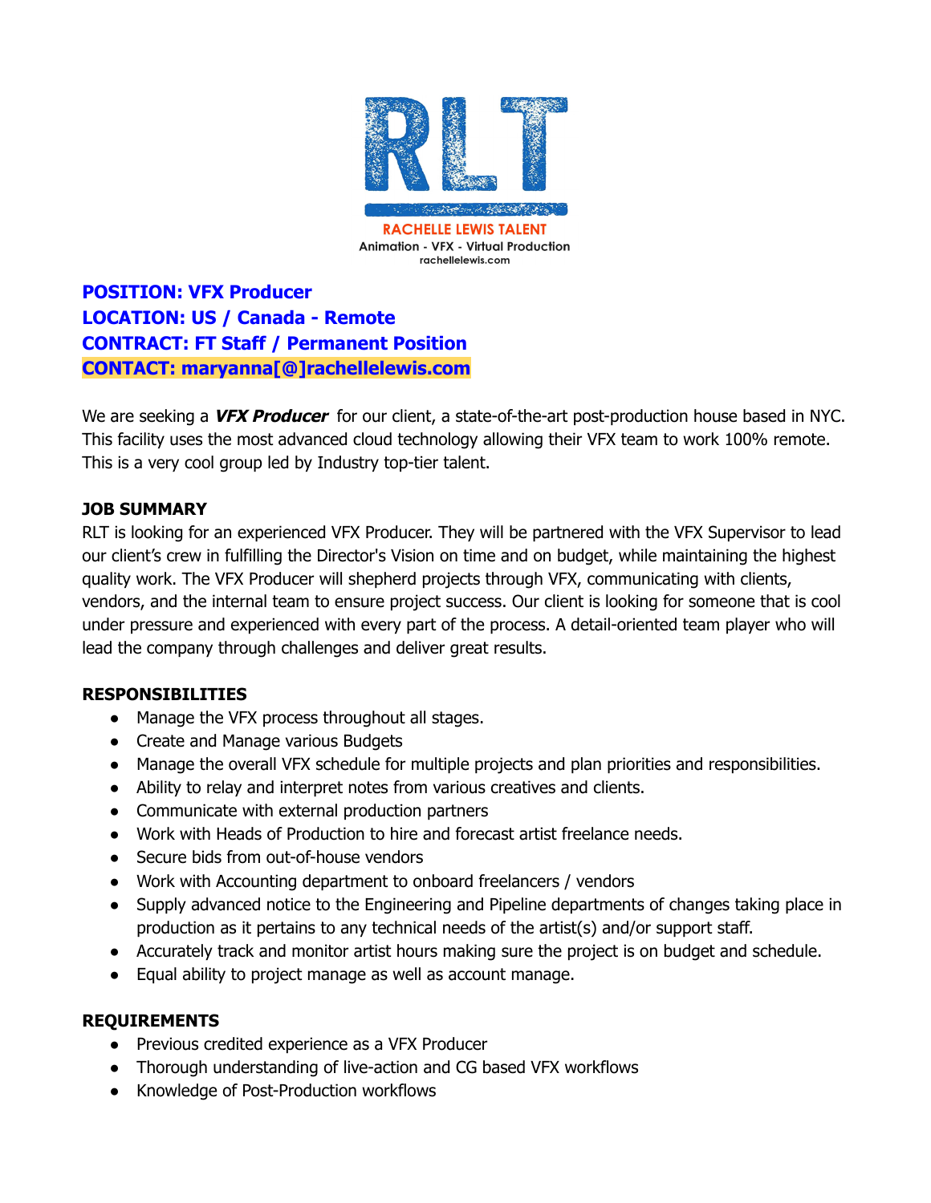RLT

RACHELLE LEWIS TALENT

Animation - VFX - Virtual Production

rachellelewis.com

**POSITION: VFX Producer**
**LOCATION: US / Canada - Remote**
**CONTRACT: FT Staff / Permanent Position**
**CONTACT: maryanna[@]rachellelewis.com**

We are seeking a ***VFX Producer*** for our client, a state-of-the-art post-production house based in NYC. This facility uses the most advanced cloud technology allowing their VFX team to work 100% remote. This is a very cool group led by Industry top-tier talent.

**JOB SUMMARY**

RLT is looking for an experienced VFX Producer. They will be partnered with the VFX Supervisor to lead our client's crew in fulfilling the Director's Vision on time and on budget, while maintaining the highest quality work. The VFX Producer will shepherd projects through VFX, communicating with clients, vendors, and the internal team to ensure project success. Our client is looking for someone that is cool under pressure and experienced with every part of the process. A detail-oriented team player who will lead the company through challenges and deliver great results.

**RESPONSIBILITIES**

- Manage the VFX process throughout all stages.
- Create and Manage various Budgets
- Manage the overall VFX schedule for multiple projects and plan priorities and responsibilities.
- Ability to relay and interpret notes from various creatives and clients.
- Communicate with external production partners
- Work with Heads of Production to hire and forecast artist freelance needs.
- Secure bids from out-of-house vendors
- Work with Accounting department to onboard freelancers / vendors
- Supply advanced notice to the Engineering and Pipeline departments of changes taking place in production as it pertains to any technical needs of the artist(s) and/or support staff.
- Accurately track and monitor artist hours making sure the project is on budget and schedule.
- Equal ability to project manage as well as account manage.

**REQUIREMENTS**

- Previous credited experience as a VFX Producer
- Thorough understanding of live-action and CG based VFX workflows
- Knowledge of Post-Production workflows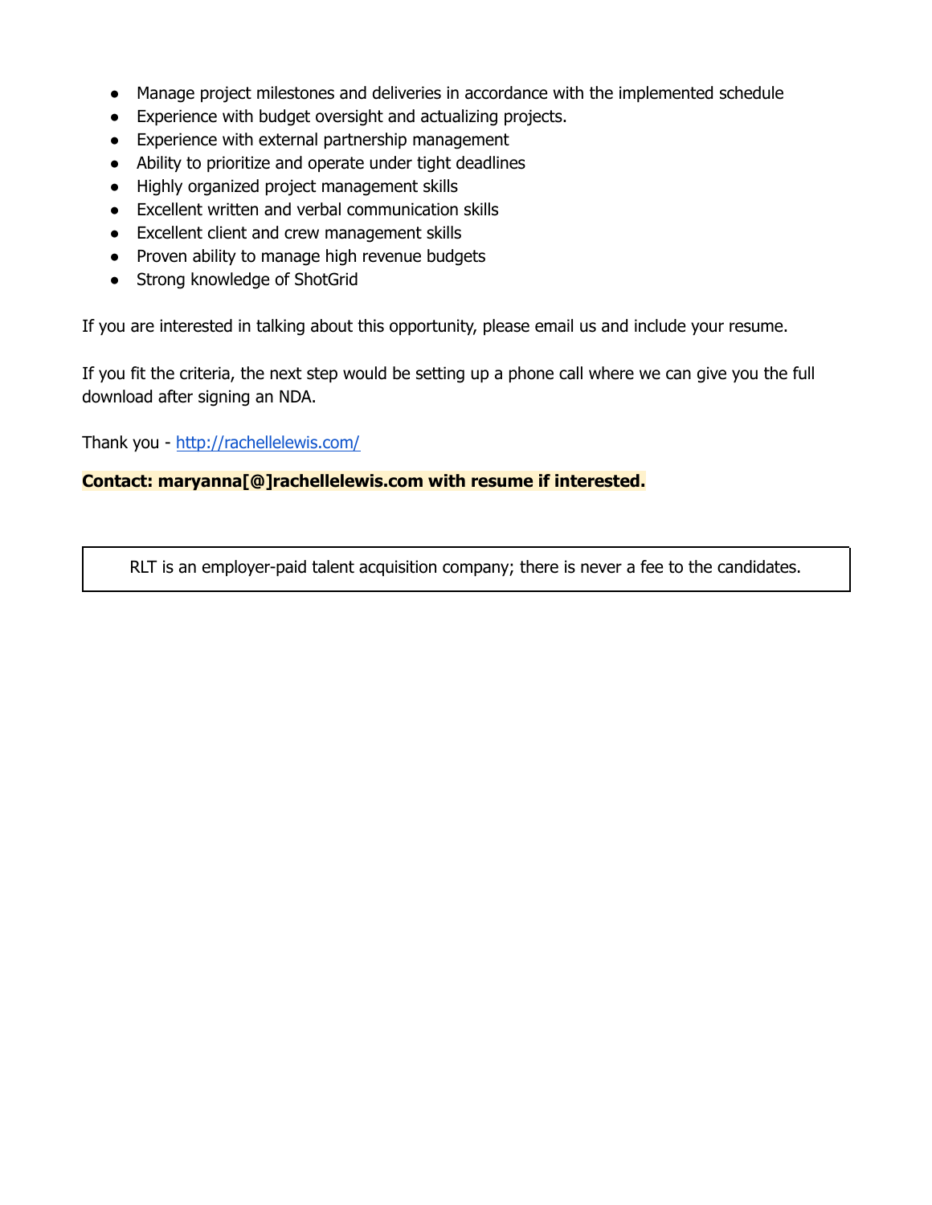- Manage project milestones and deliveries in accordance with the implemented schedule
- Experience with budget oversight and actualizing projects.
- Experience with external partnership management
- Ability to prioritize and operate under tight deadlines
- Highly organized project management skills
- Excellent written and verbal communication skills
- Excellent client and crew management skills
- Proven ability to manage high revenue budgets
- Strong knowledge of ShotGrid

If you are interested in talking about this opportunity, please email us and include your resume.

If you fit the criteria, the next step would be setting up a phone call where we can give you the full download after signing an NDA.

Thank you - [http://rachellelewis.com/](http://rachellelewis.com/)

**Contact: maryanna[@]rachellelewis.com with resume if interested.**

| |
|---|
| RLT is an employer-paid talent acquisition company; there is never a fee to the candidates. |